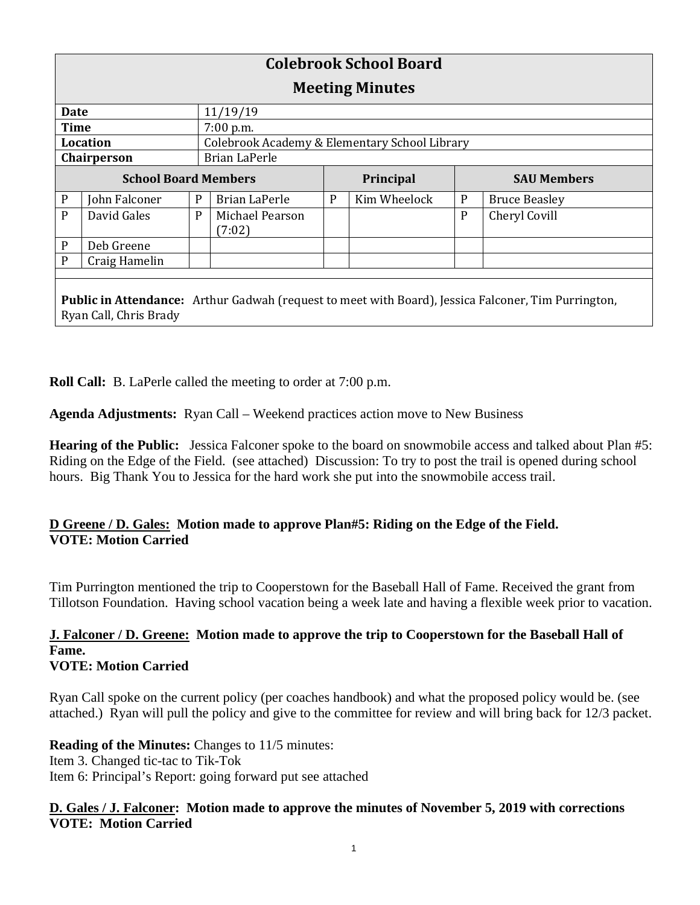# Colebrook School Board

## Meeting Minutes

| | |
|---|---|
| **Date** | 11/19/19 |
| **Time** | 7:00 p.m. |
| **Location** | Colebrook Academy & Elementary School Library |
| **Chairperson** | Brian LaPerle |

| **School Board Members** | | | | **Principal** | | **SAU Members** | |
|---|---|---|---|---|---|---|---|
| P | John Falconer | P | Brian LaPerle | P | Kim Wheelock | P | Bruce Beasley |
| P | David Gales | P | Michael Pearson (7:02) | | | P | Cheryl Covill |
| P | Deb Greene | | | | | | |
| P | Craig Hamelin | | | | | | |

**Public in Attendance:** Arthur Gadwah (request to meet with Board), Jessica Falconer, Tim Purrington, Ryan Call, Chris Brady

**Roll Call:** B. LaPerle called the meeting to order at 7:00 p.m.

**Agenda Adjustments:** Ryan Call – Weekend practices action move to New Business

**Hearing of the Public:** Jessica Falconer spoke to the board on snowmobile access and talked about Plan #5: Riding on the Edge of the Field. (see attached) Discussion: To try to post the trail is opened during school hours. Big Thank You to Jessica for the hard work she put into the snowmobile access trail.

**D Greene / D. Gales: Motion made to approve Plan#5: Riding on the Edge of the Field.**
**VOTE: Motion Carried**

Tim Purrington mentioned the trip to Cooperstown for the Baseball Hall of Fame. Received the grant from Tillotson Foundation. Having school vacation being a week late and having a flexible week prior to vacation.

**J. Falconer / D. Greene: Motion made to approve the trip to Cooperstown for the Baseball Hall of Fame.**
**VOTE: Motion Carried**

Ryan Call spoke on the current policy (per coaches handbook) and what the proposed policy would be. (see attached.) Ryan will pull the policy and give to the committee for review and will bring back for 12/3 packet.

**Reading of the Minutes:** Changes to 11/5 minutes:
Item 3. Changed tic-tac to Tik-Tok
Item 6: Principal's Report: going forward put see attached

**D. Gales / J. Falconer: Motion made to approve the minutes of November 5, 2019 with corrections**
**VOTE: Motion Carried**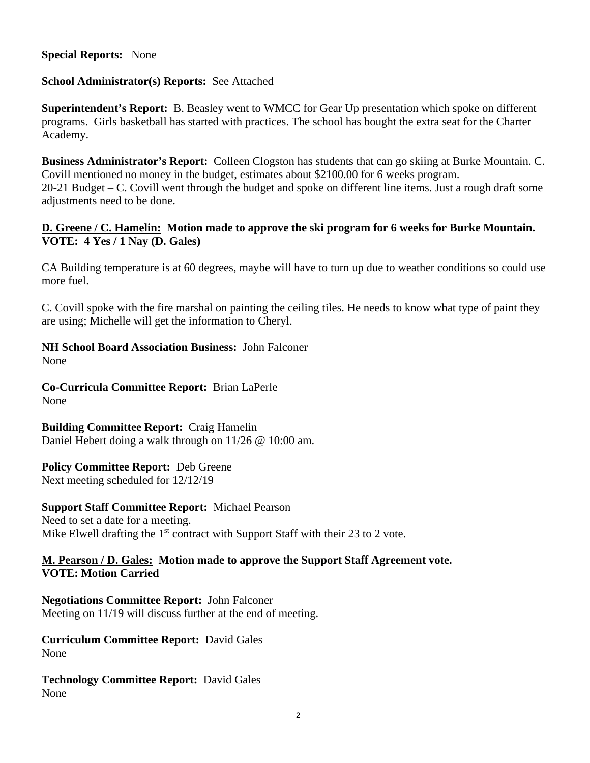**Special Reports:** None

**School Administrator(s) Reports:** See Attached

**Superintendent's Report:** B. Beasley went to WMCC for Gear Up presentation which spoke on different programs. Girls basketball has started with practices. The school has bought the extra seat for the Charter Academy.

**Business Administrator's Report:** Colleen Clogston has students that can go skiing at Burke Mountain. C. Covill mentioned no money in the budget, estimates about $2100.00 for 6 weeks program.
20-21 Budget – C. Covill went through the budget and spoke on different line items. Just a rough draft some adjustments need to be done.

**<u>D. Greene / C. Hamelin:</u> Motion made to approve the ski program for 6 weeks for Burke Mountain.**
**VOTE: 4 Yes / 1 Nay (D. Gales)**

CA Building temperature is at 60 degrees, maybe will have to turn up due to weather conditions so could use more fuel.

C. Covill spoke with the fire marshal on painting the ceiling tiles. He needs to know what type of paint they are using; Michelle will get the information to Cheryl.

**NH School Board Association Business:** John Falconer
None

**Co-Curricula Committee Report:** Brian LaPerle
None

**Building Committee Report:** Craig Hamelin
Daniel Hebert doing a walk through on 11/26 @ 10:00 am.

**Policy Committee Report:** Deb Greene
Next meeting scheduled for 12/12/19

**Support Staff Committee Report:** Michael Pearson
Need to set a date for a meeting.
Mike Elwell drafting the 1st contract with Support Staff with their 23 to 2 vote.

**<u>M. Pearson / D. Gales:</u> Motion made to approve the Support Staff Agreement vote.**
**VOTE: Motion Carried**

**Negotiations Committee Report:** John Falconer
Meeting on 11/19 will discuss further at the end of meeting.

**Curriculum Committee Report:** David Gales
None

**Technology Committee Report:** David Gales
None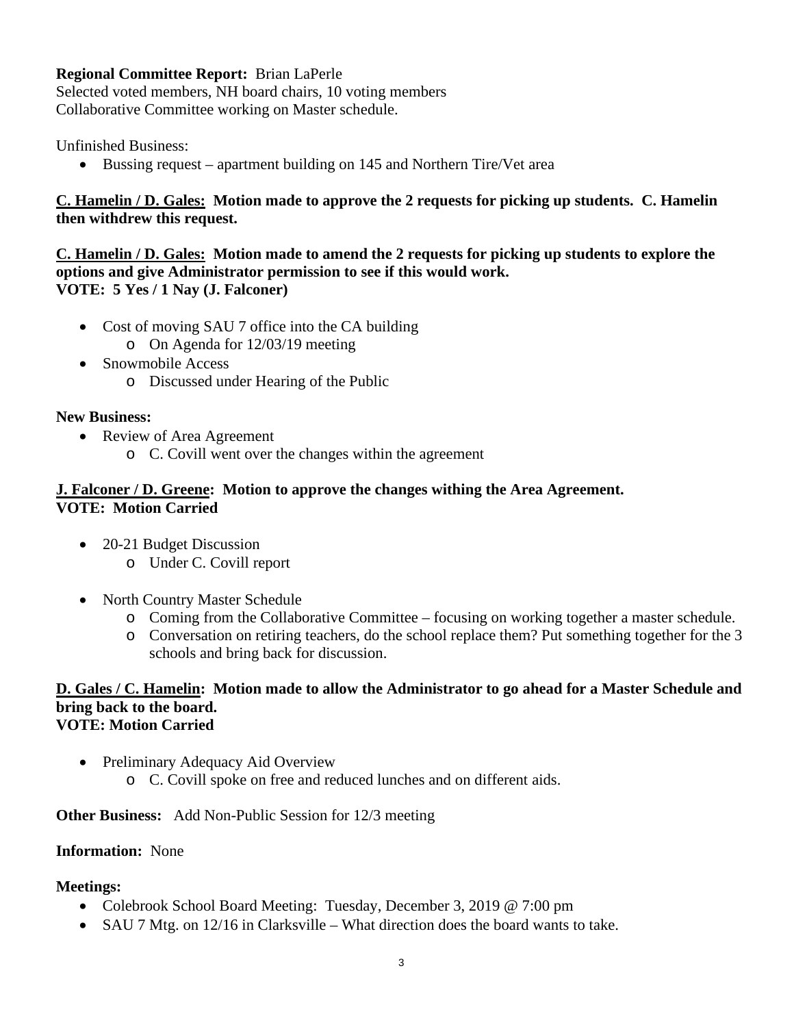**Regional Committee Report:** Brian LaPerle
Selected voted members, NH board chairs, 10 voting members
Collaborative Committee working on Master schedule.

Unfinished Business:

- Bussing request – apartment building on 145 and Northern Tire/Vet area

**C. Hamelin / D. Gales: Motion made to approve the 2 requests for picking up students. C. Hamelin then withdrew this request.**

**C. Hamelin / D. Gales: Motion made to amend the 2 requests for picking up students to explore the options and give Administrator permission to see if this would work.**
**VOTE: 5 Yes / 1 Nay (J. Falconer)**

- Cost of moving SAU 7 office into the CA building
  - On Agenda for 12/03/19 meeting
- Snowmobile Access
  - Discussed under Hearing of the Public

**New Business:**

- Review of Area Agreement
  - C. Covill went over the changes within the agreement

**J. Falconer / D. Greene: Motion to approve the changes withing the Area Agreement.**
**VOTE: Motion Carried**

- 20-21 Budget Discussion
  - Under C. Covill report

- North Country Master Schedule
  - Coming from the Collaborative Committee – focusing on working together a master schedule.
  - Conversation on retiring teachers, do the school replace them? Put something together for the 3 schools and bring back for discussion.

**D. Gales / C. Hamelin: Motion made to allow the Administrator to go ahead for a Master Schedule and bring back to the board.**
**VOTE: Motion Carried**

- Preliminary Adequacy Aid Overview
  - C. Covill spoke on free and reduced lunches and on different aids.

**Other Business:** Add Non-Public Session for 12/3 meeting

**Information:** None

**Meetings:**

- Colebrook School Board Meeting: Tuesday, December 3, 2019 @ 7:00 pm
- SAU 7 Mtg. on 12/16 in Clarksville – What direction does the board wants to take.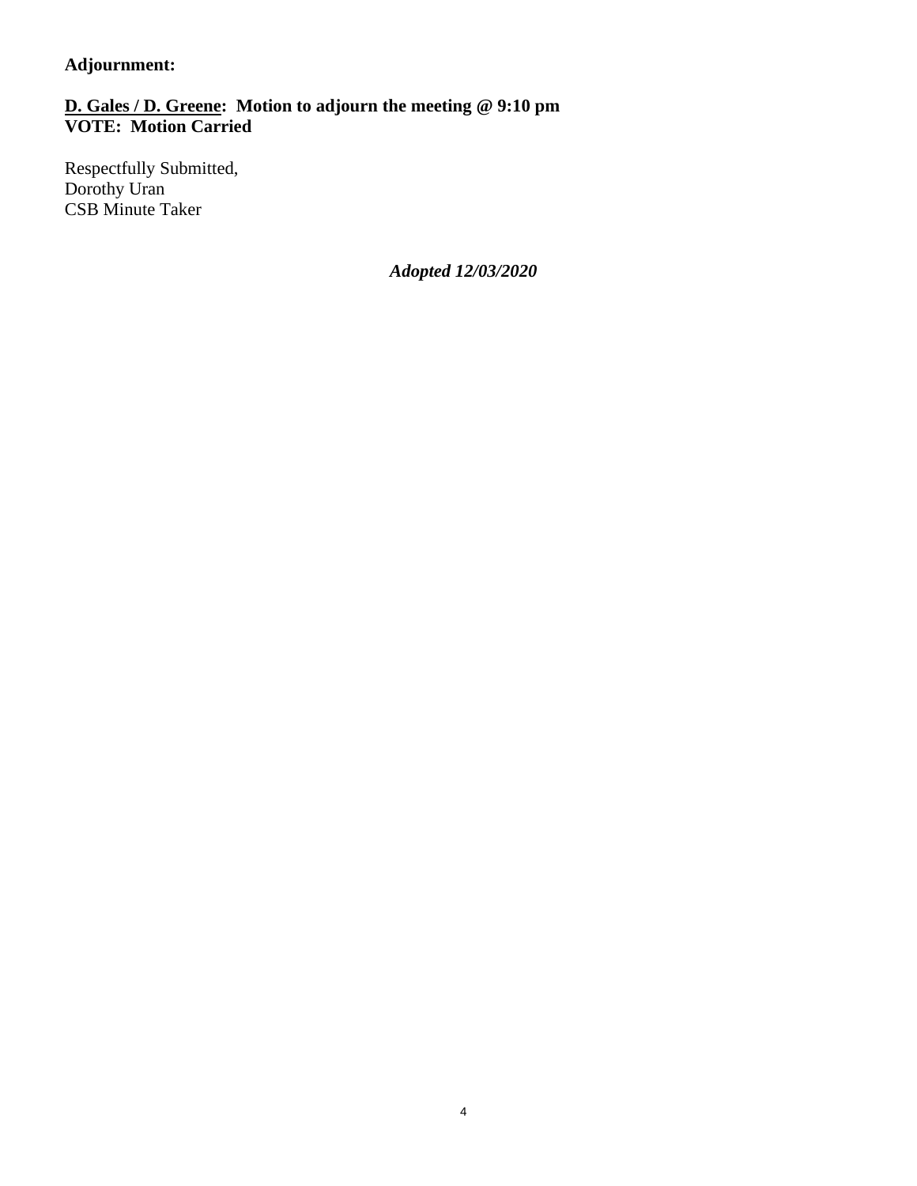**Adjournment:**

**D. Gales / D. Greene: Motion to adjourn the meeting @ 9:10 pm**
**VOTE: Motion Carried**

Respectfully Submitted,
Dorothy Uran
CSB Minute Taker

***Adopted 12/03/2020***